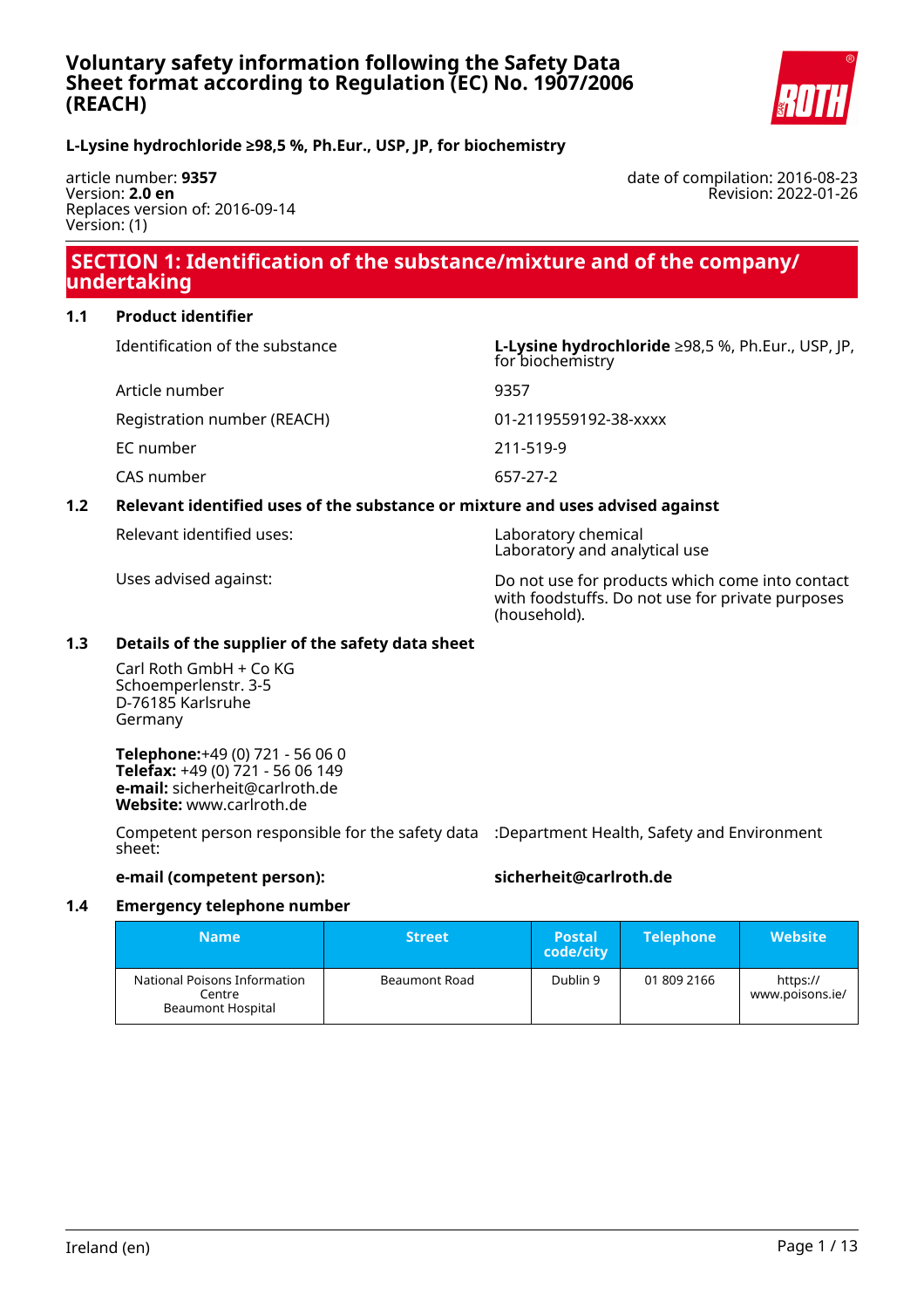# Voluntary safety information following the Safety Data Sheet format according to Regulation (EC) No. 1907/2006 (REACH)

**L-Lysine hydrochloride ≥98,5 %, Ph.Eur., USP, JP, for biochemistry**

article number: **9357**
Version: **2.0 en**
Replaces version of: 2016-09-14
Version: (1)

date of compilation: 2016-08-23
Revision: 2022-01-26

## SECTION 1: Identification of the substance/mixture and of the company/undertaking

### 1.1 Product identifier

| | |
|---|---|
| Identification of the substance | **L-Lysine hydrochloride** ≥98,5 %, Ph.Eur., USP, JP, for biochemistry |
| Article number | 9357 |
| Registration number (REACH) | 01-2119559192-38-xxxx |
| EC number | 211-519-9 |
| CAS number | 657-27-2 |

### 1.2 Relevant identified uses of the substance or mixture and uses advised against

| | |
|---|---|
| Relevant identified uses: | Laboratory chemical<br>Laboratory and analytical use |
| Uses advised against: | Do not use for products which come into contact with foodstuffs. Do not use for private purposes (household). |

### 1.3 Details of the supplier of the safety data sheet

Carl Roth GmbH + Co KG
Schoemperlenstr. 3-5
D-76185 Karlsruhe
Germany

**Telephone:**+49 (0) 721 - 56 06 0
**Telefax:** +49 (0) 721 - 56 06 149
**e-mail:** sicherheit@carlroth.de
**Website:** www.carlroth.de

Competent person responsible for the safety data sheet: :Department Health, Safety and Environment

**e-mail (competent person):** **sicherheit@carlroth.de**

### 1.4 Emergency telephone number

| Name | Street | Postal code/city | Telephone | Website |
|---|---|---|---|---|
| National Poisons Information Centre Beaumont Hospital | Beaumont Road | Dublin 9 | 01 809 2166 | https://www.poisons.ie/ |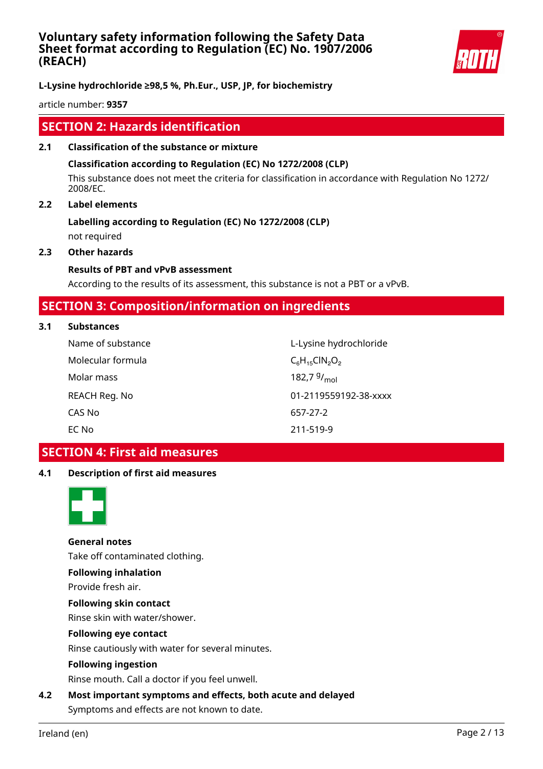## SECTION 2: Hazards identification

**2.1 Classification of the substance or mixture**

**Classification according to Regulation (EC) No 1272/2008 (CLP)**

This substance does not meet the criteria for classification in accordance with Regulation No 1272/2008/EC.

**2.2 Label elements**

**Labelling according to Regulation (EC) No 1272/2008 (CLP)**

not required

**2.3 Other hazards**

**Results of PBT and vPvB assessment**

According to the results of its assessment, this substance is not a PBT or a vPvB.

## SECTION 3: Composition/information on ingredients

**3.1 Substances**

| | |
|---|---|
| Name of substance | L-Lysine hydrochloride |
| Molecular formula | $C_6H_{15}ClN_2O_2$ |
| Molar mass | 182,7 $^{g}/_{mol}$ |
| REACH Reg. No | 01-2119559192-38-xxxx |
| CAS No | 657-27-2 |
| EC No | 211-519-9 |

## SECTION 4: First aid measures

**4.1 Description of first aid measures**

**General notes**

Take off contaminated clothing.

**Following inhalation**

Provide fresh air.

**Following skin contact**

Rinse skin with water/shower.

**Following eye contact**

Rinse cautiously with water for several minutes.

**Following ingestion**

Rinse mouth. Call a doctor if you feel unwell.

**4.2 Most important symptoms and effects, both acute and delayed**

Symptoms and effects are not known to date.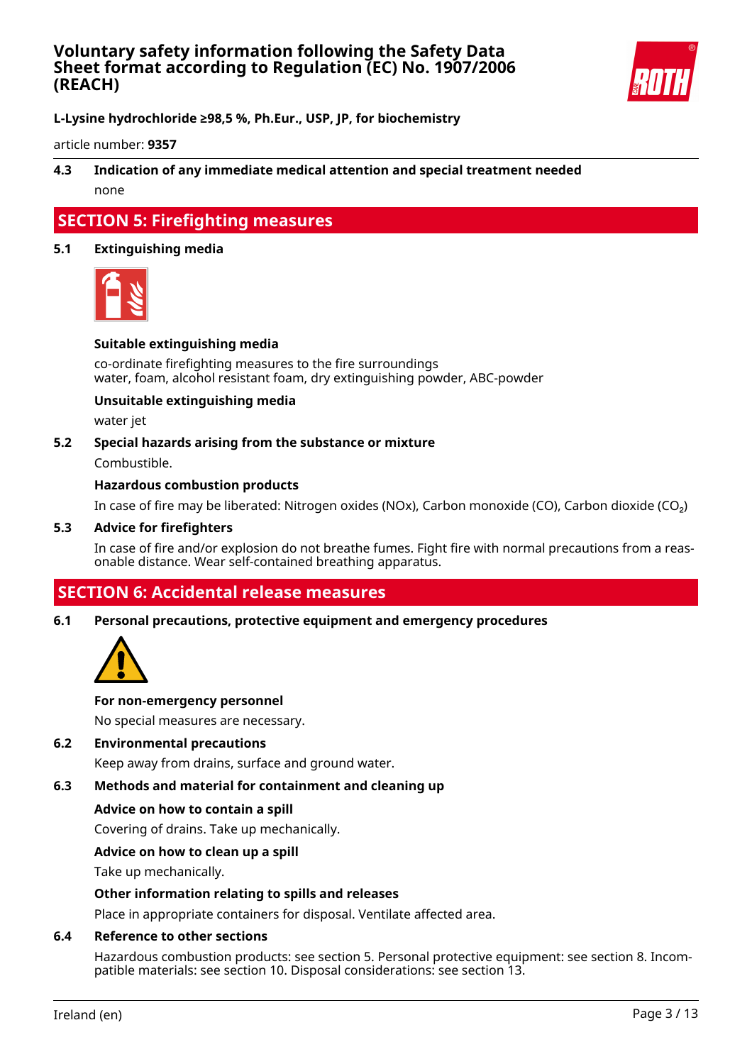### 4.3 Indication of any immediate medical attention and special treatment needed

none

## SECTION 5: Firefighting measures

### 5.1 Extinguishing media

**Suitable extinguishing media**

co-ordinate firefighting measures to the fire surroundings
water, foam, alcohol resistant foam, dry extinguishing powder, ABC-powder

**Unsuitable extinguishing media**

water jet

### 5.2 Special hazards arising from the substance or mixture

Combustible.

**Hazardous combustion products**

In case of fire may be liberated: Nitrogen oxides (NOx), Carbon monoxide (CO), Carbon dioxide ($CO_2$)

### 5.3 Advice for firefighters

In case of fire and/or explosion do not breathe fumes. Fight fire with normal precautions from a reasonable distance. Wear self-contained breathing apparatus.

## SECTION 6: Accidental release measures

### 6.1 Personal precautions, protective equipment and emergency procedures

**For non-emergency personnel**

No special measures are necessary.

### 6.2 Environmental precautions

Keep away from drains, surface and ground water.

### 6.3 Methods and material for containment and cleaning up

**Advice on how to contain a spill**

Covering of drains. Take up mechanically.

**Advice on how to clean up a spill**

Take up mechanically.

**Other information relating to spills and releases**

Place in appropriate containers for disposal. Ventilate affected area.

### 6.4 Reference to other sections

Hazardous combustion products: see section 5. Personal protective equipment: see section 8. Incompatible materials: see section 10. Disposal considerations: see section 13.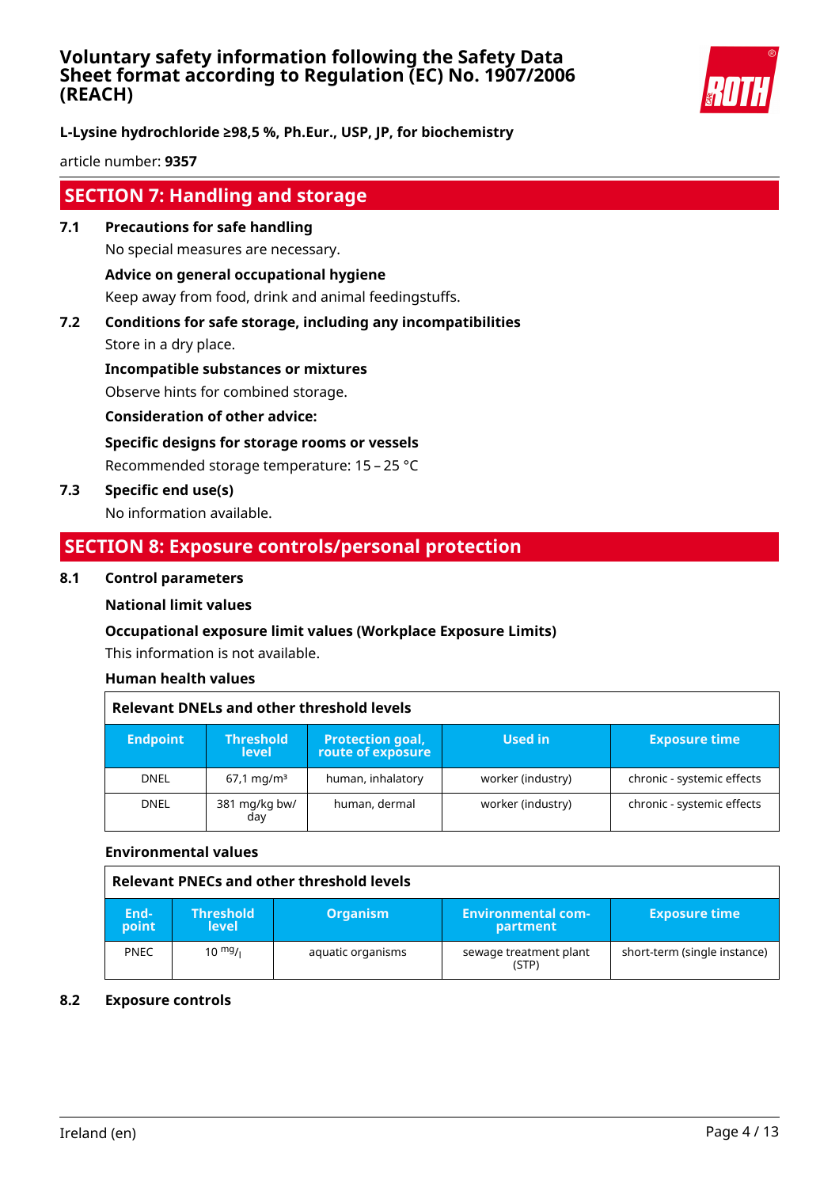## SECTION 7: Handling and storage

### 7.1 Precautions for safe handling

No special measures are necessary.

**Advice on general occupational hygiene**

Keep away from food, drink and animal feedingstuffs.

### 7.2 Conditions for safe storage, including any incompatibilities

Store in a dry place.

**Incompatible substances or mixtures**

Observe hints for combined storage.

**Consideration of other advice:**

**Specific designs for storage rooms or vessels**

Recommended storage temperature: 15 – 25 °C

### 7.3 Specific end use(s)

No information available.

## SECTION 8: Exposure controls/personal protection

### 8.1 Control parameters

**National limit values**

**Occupational exposure limit values (Workplace Exposure Limits)**

This information is not available.

**Human health values**

| Relevant DNELs and other threshold levels | | | | |
|---|---|---|---|---|
| **Endpoint** | **Threshold level** | **Protection goal, route of exposure** | **Used in** | **Exposure time** |
| DNEL | 67,1 mg/m³ | human, inhalatory | worker (industry) | chronic - systemic effects |
| DNEL | 381 mg/kg bw/day | human, dermal | worker (industry) | chronic - systemic effects |

**Environmental values**

| Relevant PNECs and other threshold levels | | | | |
|---|---|---|---|---|
| **End-point** | **Threshold level** | **Organism** | **Environmental compartment** | **Exposure time** |
| PNEC | 10 $^{mg}/_{l}$ | aquatic organisms | sewage treatment plant (STP) | short-term (single instance) |

### 8.2 Exposure controls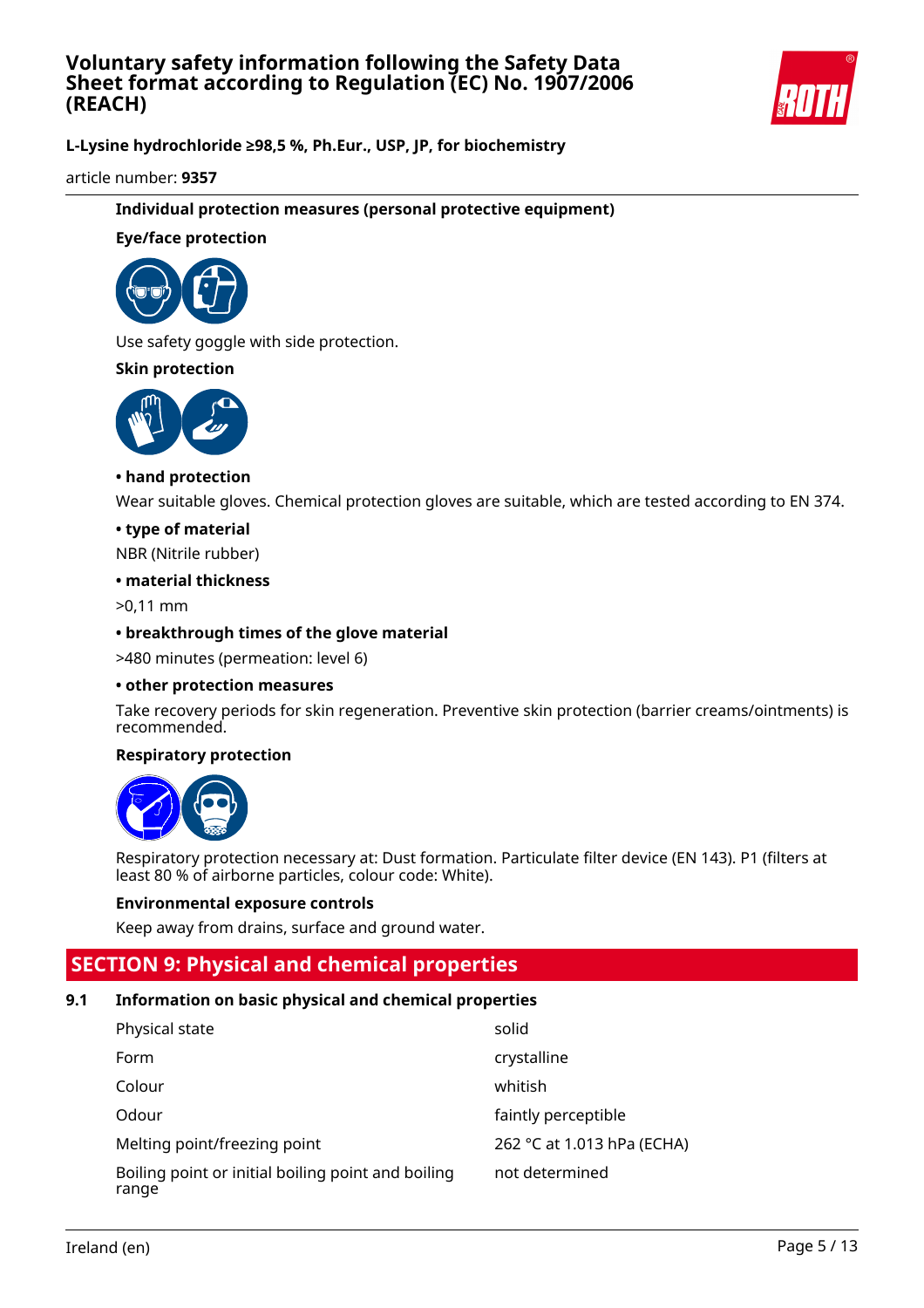### Individual protection measures (personal protective equipment)

#### Eye/face protection

Use safety goggle with side protection.

#### Skin protection

**• hand protection**

Wear suitable gloves. Chemical protection gloves are suitable, which are tested according to EN 374.

**• type of material**

NBR (Nitrile rubber)

**• material thickness**

>0,11 mm

**• breakthrough times of the glove material**

>480 minutes (permeation: level 6)

**• other protection measures**

Take recovery periods for skin regeneration. Preventive skin protection (barrier creams/ointments) is recommended.

#### Respiratory protection

Respiratory protection necessary at: Dust formation. Particulate filter device (EN 143). P1 (filters at least 80 % of airborne particles, colour code: White).

#### Environmental exposure controls

Keep away from drains, surface and ground water.

## SECTION 9: Physical and chemical properties

### 9.1 Information on basic physical and chemical properties

| Property | Value |
|---|---|
| Physical state | solid |
| Form | crystalline |
| Colour | whitish |
| Odour | faintly perceptible |
| Melting point/freezing point | 262 °C at 1.013 hPa (ECHA) |
| Boiling point or initial boiling point and boiling range | not determined |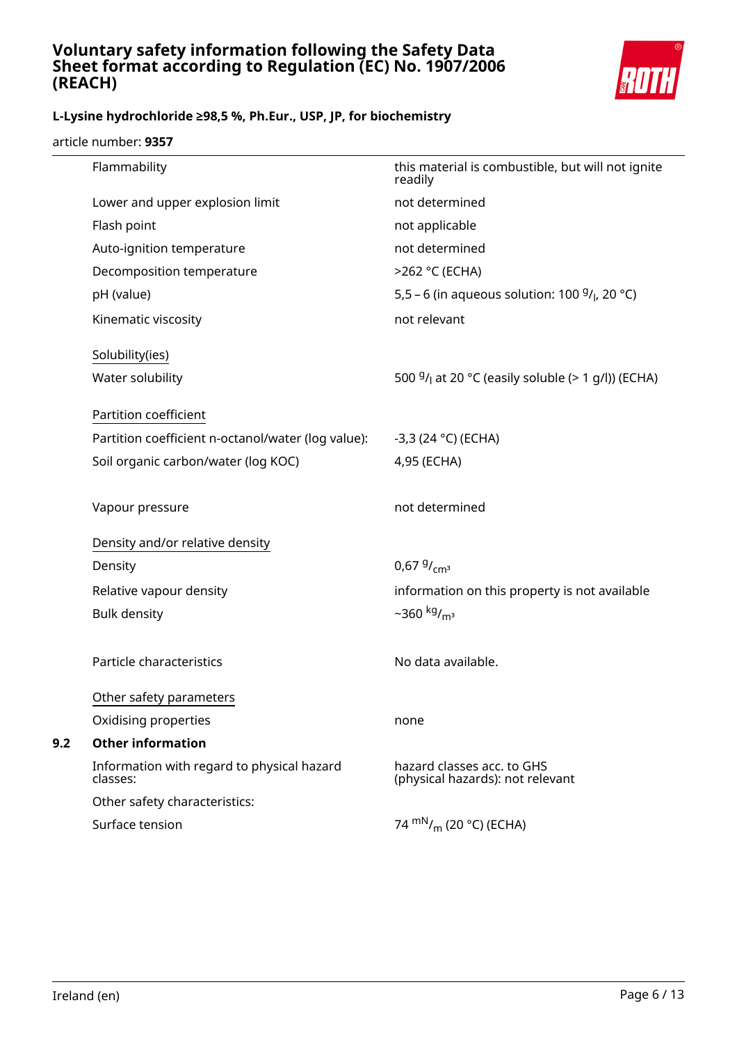| | |
|---|---|
| Flammability | this material is combustible, but will not ignite readily |
| Lower and upper explosion limit | not determined |
| Flash point | not applicable |
| Auto-ignition temperature | not determined |
| Decomposition temperature | >262 °C (ECHA) |
| pH (value) | 5,5 – 6 (in aqueous solution: 100 $^{g}/_{l}$, 20 °C) |
| Kinematic viscosity | not relevant |

<u>Solubility(ies)</u>

| | |
|---|---|
| Water solubility | 500 $^{g}/_{l}$ at 20 °C (easily soluble (> 1 g/l)) (ECHA) |

<u>Partition coefficient</u>

| | |
|---|---|
| Partition coefficient n-octanol/water (log value): | -3,3 (24 °C) (ECHA) |
| Soil organic carbon/water (log KOC) | 4,95 (ECHA) |
| Vapour pressure | not determined |

<u>Density and/or relative density</u>

| | |
|---|---|
| Density | 0,67 $^{g}/_{cm^3}$ |
| Relative vapour density | information on this property is not available |
| Bulk density | ~360 $^{kg}/_{m^3}$ |
| Particle characteristics | No data available. |

<u>Other safety parameters</u>

| | |
|---|---|
| Oxidising properties | none |

**9.2 Other information**

| | |
|---|---|
| Information with regard to physical hazard classes: | hazard classes acc. to GHS (physical hazards): not relevant |
| Other safety characteristics: | |
| Surface tension | 74 $^{mN}/_{m}$ (20 °C) (ECHA) |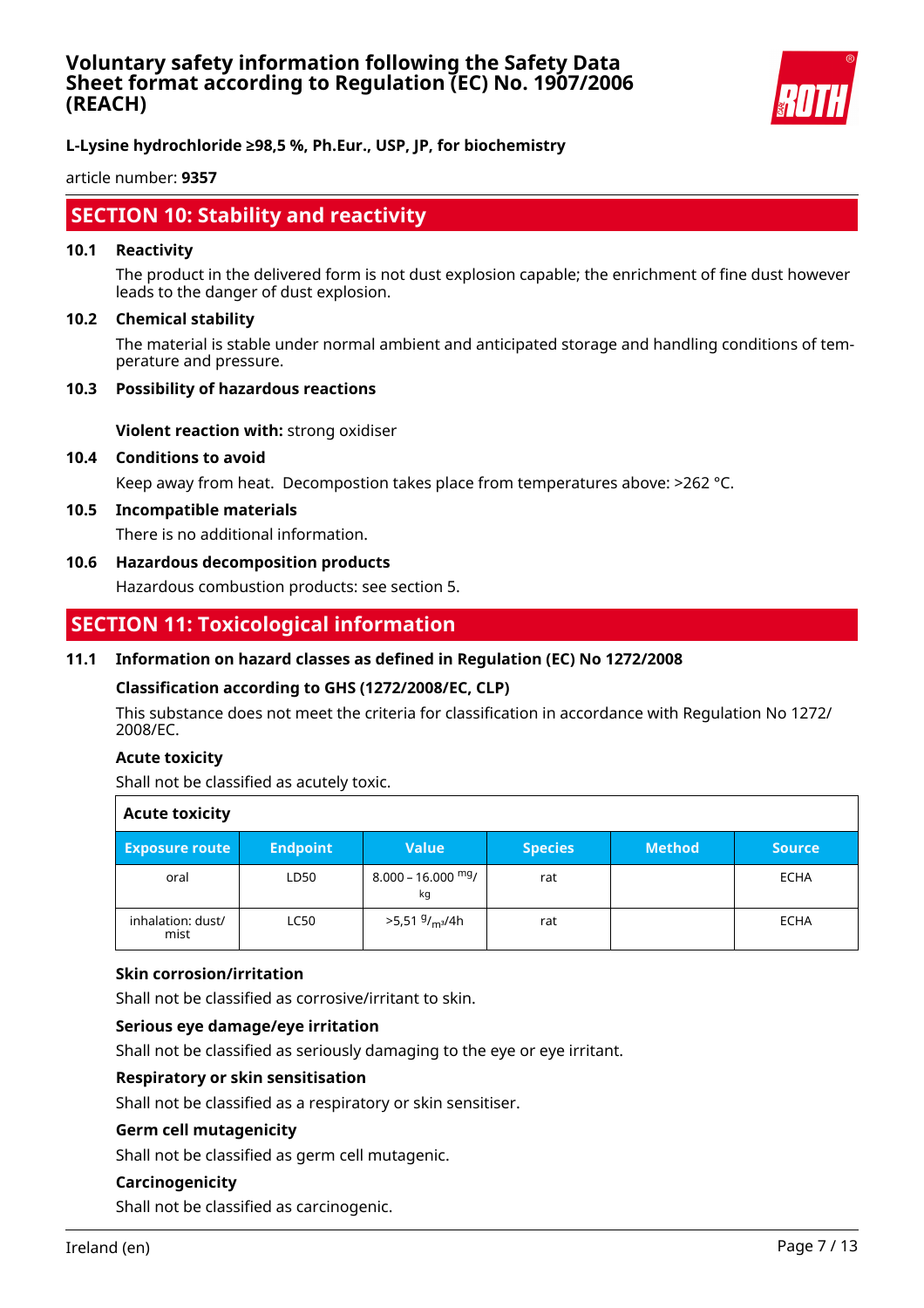## SECTION 10: Stability and reactivity

**10.1 Reactivity**

The product in the delivered form is not dust explosion capable; the enrichment of fine dust however leads to the danger of dust explosion.

**10.2 Chemical stability**

The material is stable under normal ambient and anticipated storage and handling conditions of temperature and pressure.

**10.3 Possibility of hazardous reactions**

**Violent reaction with:** strong oxidiser

**10.4 Conditions to avoid**

Keep away from heat. Decompostion takes place from temperatures above: >262 °C.

**10.5 Incompatible materials**

There is no additional information.

**10.6 Hazardous decomposition products**

Hazardous combustion products: see section 5.

## SECTION 11: Toxicological information

**11.1 Information on hazard classes as defined in Regulation (EC) No 1272/2008**

**Classification according to GHS (1272/2008/EC, CLP)**

This substance does not meet the criteria for classification in accordance with Regulation No 1272/2008/EC.

**Acute toxicity**

Shall not be classified as acutely toxic.

**Acute toxicity**

| Exposure route | Endpoint | Value | Species | Method | Source |
|---|---|---|---|---|---|
| oral | LD50 | 8.000 – 16.000 $^{mg}/_{kg}$ | rat | | ECHA |
| inhalation: dust/mist | LC50 | >5,51 $^{g}/_{m^3}$/4h | rat | | ECHA |

**Skin corrosion/irritation**

Shall not be classified as corrosive/irritant to skin.

**Serious eye damage/eye irritation**

Shall not be classified as seriously damaging to the eye or eye irritant.

**Respiratory or skin sensitisation**

Shall not be classified as a respiratory or skin sensitiser.

**Germ cell mutagenicity**

Shall not be classified as germ cell mutagenic.

**Carcinogenicity**

Shall not be classified as carcinogenic.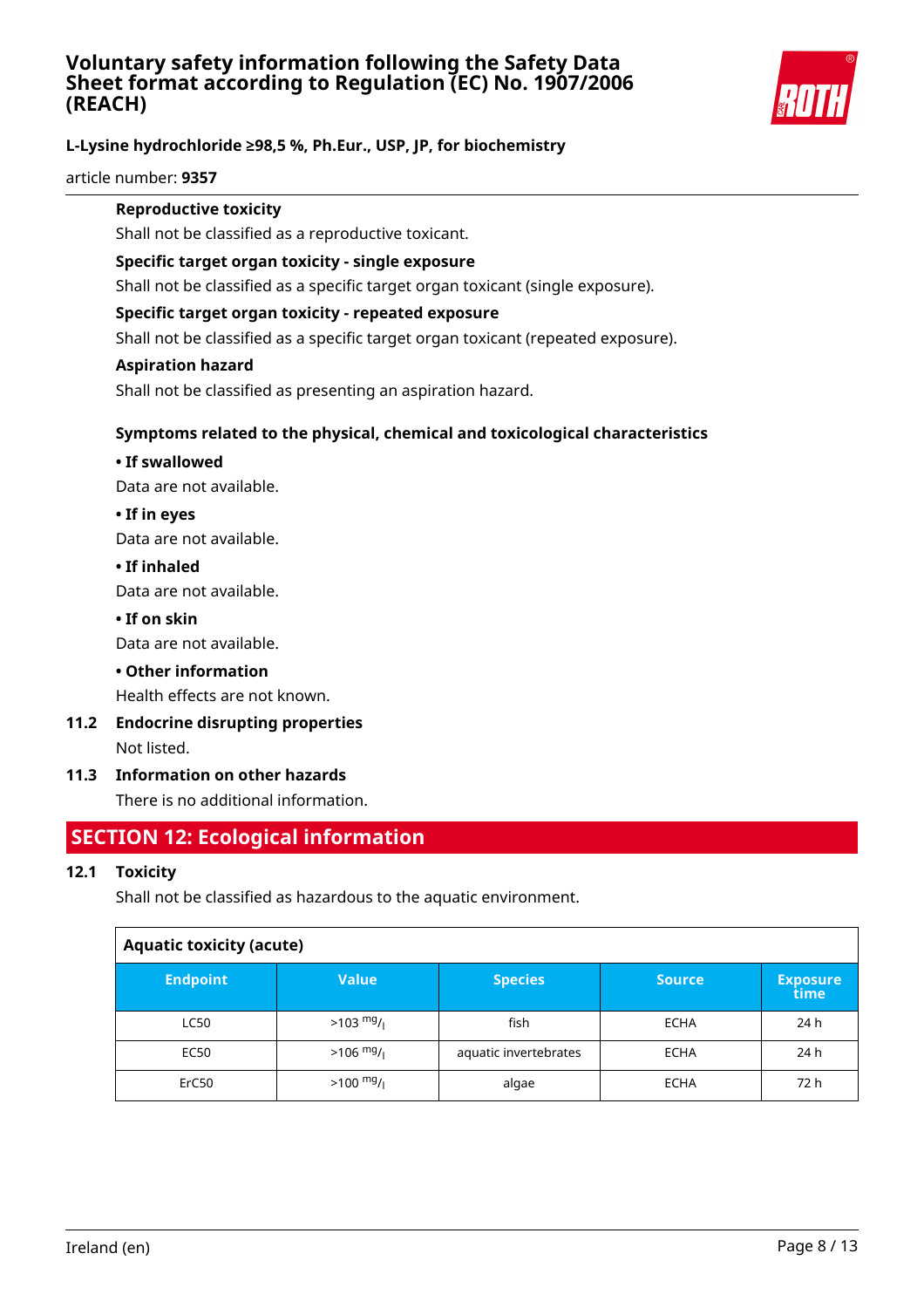**Reproductive toxicity**

Shall not be classified as a reproductive toxicant.

**Specific target organ toxicity - single exposure**

Shall not be classified as a specific target organ toxicant (single exposure).

**Specific target organ toxicity - repeated exposure**

Shall not be classified as a specific target organ toxicant (repeated exposure).

**Aspiration hazard**

Shall not be classified as presenting an aspiration hazard.

**Symptoms related to the physical, chemical and toxicological characteristics**

**• If swallowed**

Data are not available.

**• If in eyes**

Data are not available.

**• If inhaled**

Data are not available.

**• If on skin**

Data are not available.

**• Other information**

Health effects are not known.

**11.2 Endocrine disrupting properties**

Not listed.

**11.3 Information on other hazards**

There is no additional information.

## SECTION 12: Ecological information

**12.1 Toxicity**

Shall not be classified as hazardous to the aquatic environment.

**Aquatic toxicity (acute)**

| Endpoint | Value | Species | Source | Exposure time |
|---|---|---|---|---|
| LC50 | >103 mg/l | fish | ECHA | 24 h |
| EC50 | >106 mg/l | aquatic invertebrates | ECHA | 24 h |
| ErC50 | >100 mg/l | algae | ECHA | 72 h |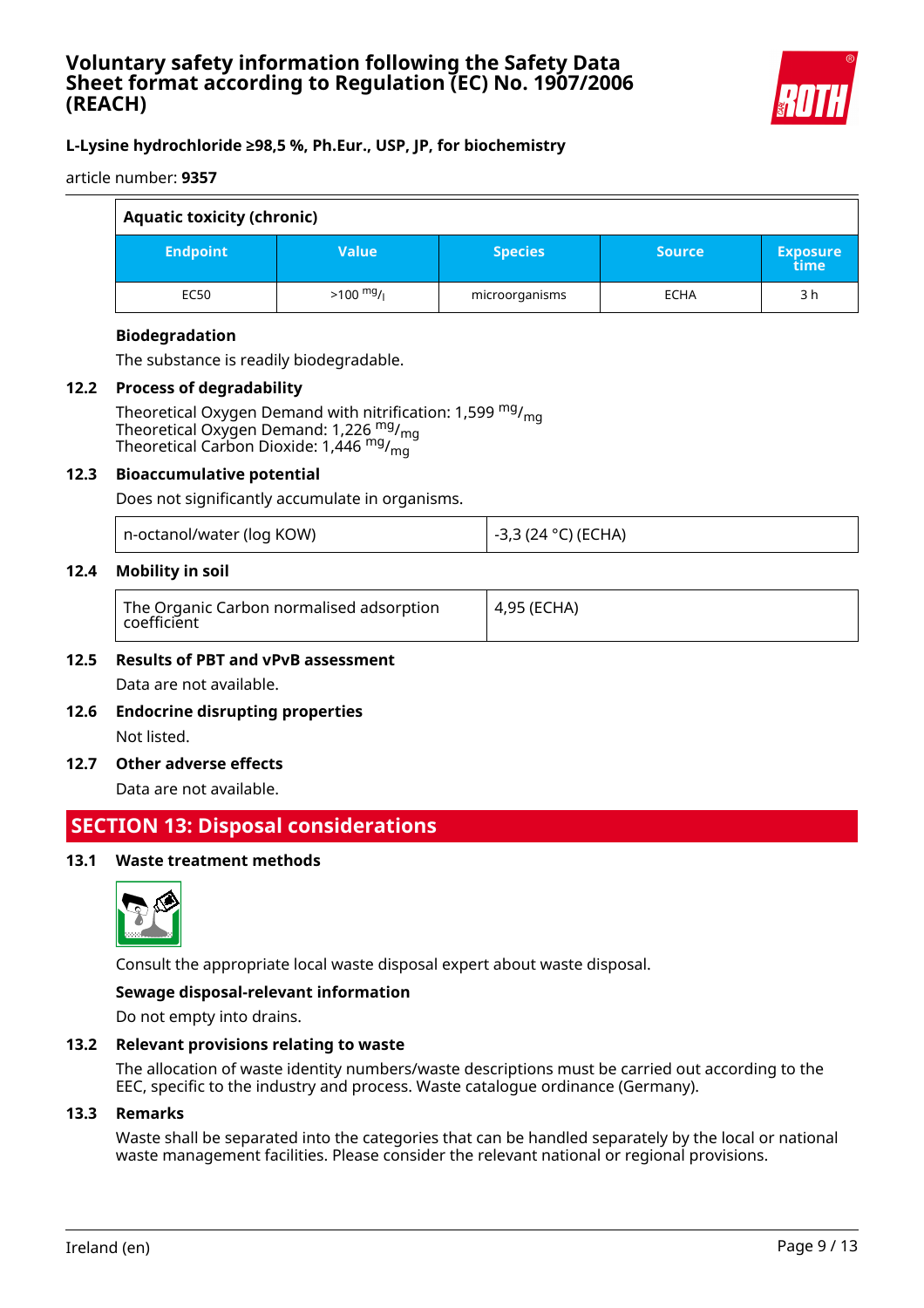| Aquatic toxicity (chronic) | | | | |
|---|---|---|---|---|
| **Endpoint** | **Value** | **Species** | **Source** | **Exposure time** |
| EC50 | >100 $^{mg}/_{l}$ | microorganisms | ECHA | 3 h |

**Biodegradation**

The substance is readily biodegradable.

### 12.2 Process of degradability

Theoretical Oxygen Demand with nitrification: 1,599 $^{mg}/_{mg}$
Theoretical Oxygen Demand: 1,226 $^{mg}/_{mg}$
Theoretical Carbon Dioxide: 1,446 $^{mg}/_{mg}$

### 12.3 Bioaccumulative potential

Does not significantly accumulate in organisms.

| n-octanol/water (log KOW) | -3,3 (24 °C) (ECHA) |
|---|---|

### 12.4 Mobility in soil

| The Organic Carbon normalised adsorption coefficient | 4,95 (ECHA) |
|---|---|

### 12.5 Results of PBT and vPvB assessment

Data are not available.

### 12.6 Endocrine disrupting properties

Not listed.

### 12.7 Other adverse effects

Data are not available.

## SECTION 13: Disposal considerations

### 13.1 Waste treatment methods

Consult the appropriate local waste disposal expert about waste disposal.

**Sewage disposal-relevant information**

Do not empty into drains.

### 13.2 Relevant provisions relating to waste

The allocation of waste identity numbers/waste descriptions must be carried out according to the EEC, specific to the industry and process. Waste catalogue ordinance (Germany).

### 13.3 Remarks

Waste shall be separated into the categories that can be handled separately by the local or national waste management facilities. Please consider the relevant national or regional provisions.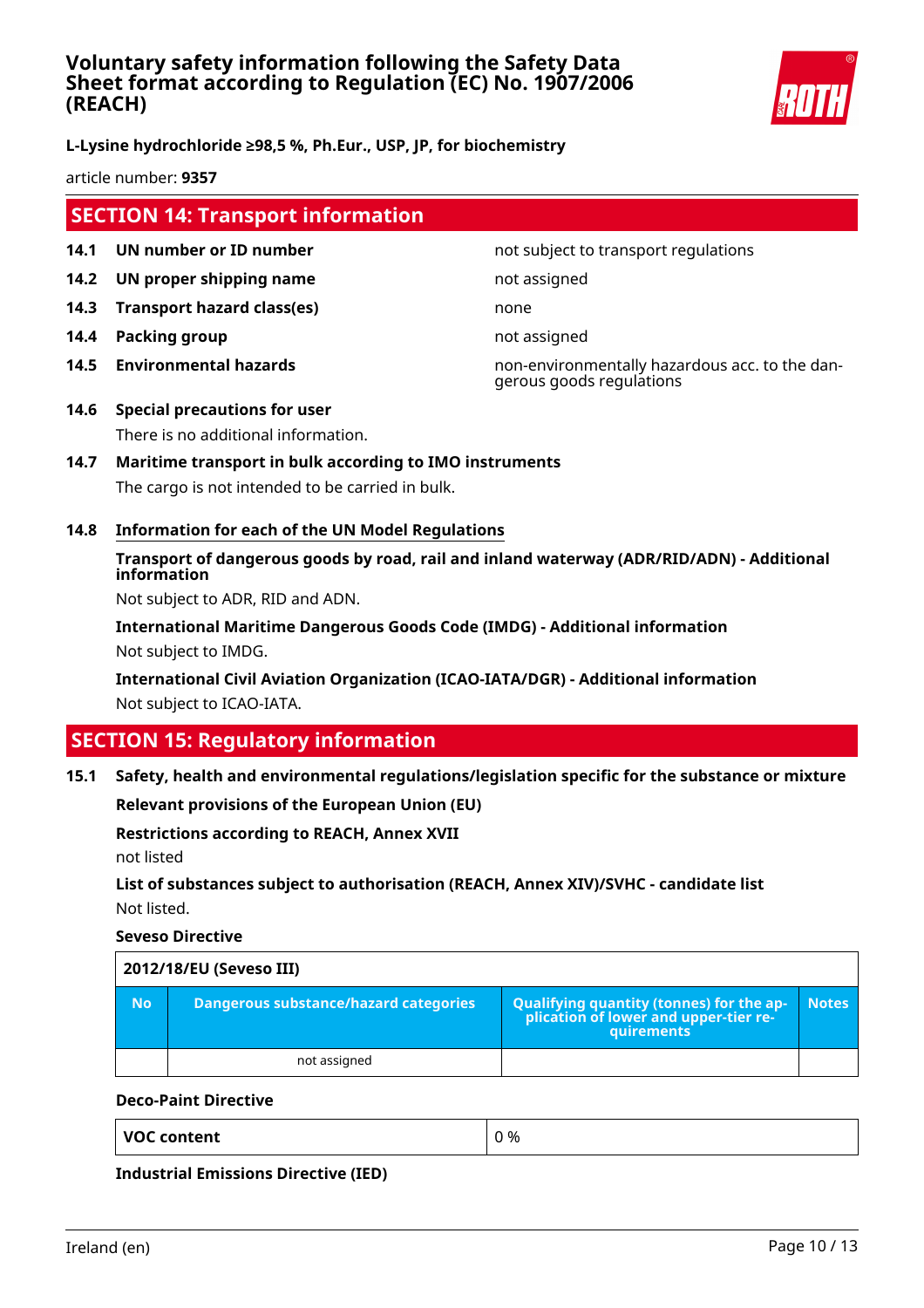## SECTION 14: Transport information

| | | |
|---|---|---|
| **14.1** | **UN number or ID number** | not subject to transport regulations |
| **14.2** | **UN proper shipping name** | not assigned |
| **14.3** | **Transport hazard class(es)** | none |
| **14.4** | **Packing group** | not assigned |
| **14.5** | **Environmental hazards** | non-environmentally hazardous acc. to the dangerous goods regulations |

**14.6 Special precautions for user**

There is no additional information.

**14.7 Maritime transport in bulk according to IMO instruments**

The cargo is not intended to be carried in bulk.

**14.8 Information for each of the UN Model Regulations**

**Transport of dangerous goods by road, rail and inland waterway (ADR/RID/ADN) - Additional information**

Not subject to ADR, RID and ADN.

**International Maritime Dangerous Goods Code (IMDG) - Additional information**

Not subject to IMDG.

**International Civil Aviation Organization (ICAO-IATA/DGR) - Additional information**

Not subject to ICAO-IATA.

## SECTION 15: Regulatory information

**15.1 Safety, health and environmental regulations/legislation specific for the substance or mixture**

**Relevant provisions of the European Union (EU)**

**Restrictions according to REACH, Annex XVII**

not listed

**List of substances subject to authorisation (REACH, Annex XIV)/SVHC - candidate list**

Not listed.

**Seveso Directive**

| 2012/18/EU (Seveso III) | | | |
|---|---|---|---|
| **No** | **Dangerous substance/hazard categories** | **Qualifying quantity (tonnes) for the application of lower and upper-tier requirements** | **Notes** |
| | not assigned | | |

**Deco-Paint Directive**

| | |
|---|---|
| **VOC content** | 0 % |

**Industrial Emissions Directive (IED)**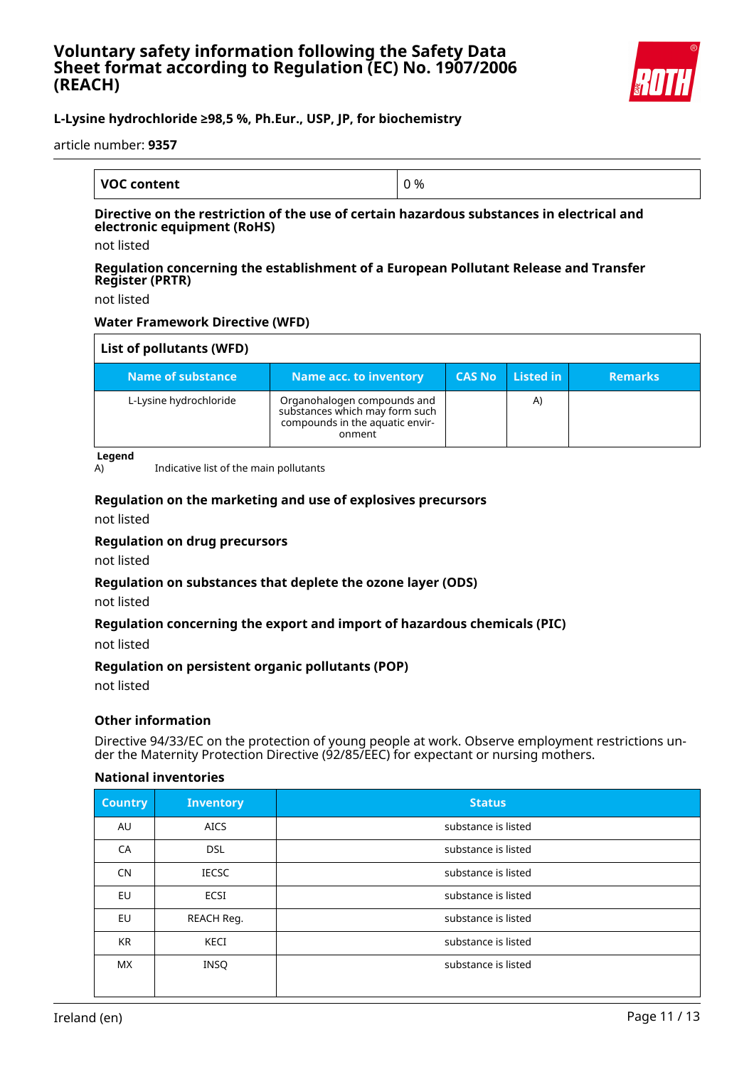| VOC content | 0 % |
|---|---|

**Directive on the restriction of the use of certain hazardous substances in electrical and electronic equipment (RoHS)**

not listed

**Regulation concerning the establishment of a European Pollutant Release and Transfer Register (PRTR)**

not listed

**Water Framework Directive (WFD)**

| List of pollutants (WFD) | | | | |
|---|---|---|---|---|
| **Name of substance** | **Name acc. to inventory** | **CAS No** | **Listed in** | **Remarks** |
| L-Lysine hydrochloride | Organohalogen compounds and substances which may form such compounds in the aquatic environment | | A) | |

**Legend**

A) Indicative list of the main pollutants

**Regulation on the marketing and use of explosives precursors**

not listed

**Regulation on drug precursors**

not listed

**Regulation on substances that deplete the ozone layer (ODS)**

not listed

**Regulation concerning the export and import of hazardous chemicals (PIC)**

not listed

**Regulation on persistent organic pollutants (POP)**

not listed

**Other information**

Directive 94/33/EC on the protection of young people at work. Observe employment restrictions under the Maternity Protection Directive (92/85/EEC) for expectant or nursing mothers.

**National inventories**

| Country | Inventory | Status |
|---|---|---|
| AU | AICS | substance is listed |
| CA | DSL | substance is listed |
| CN | IECSC | substance is listed |
| EU | ECSI | substance is listed |
| EU | REACH Reg. | substance is listed |
| KR | KECI | substance is listed |
| MX | INSQ | substance is listed |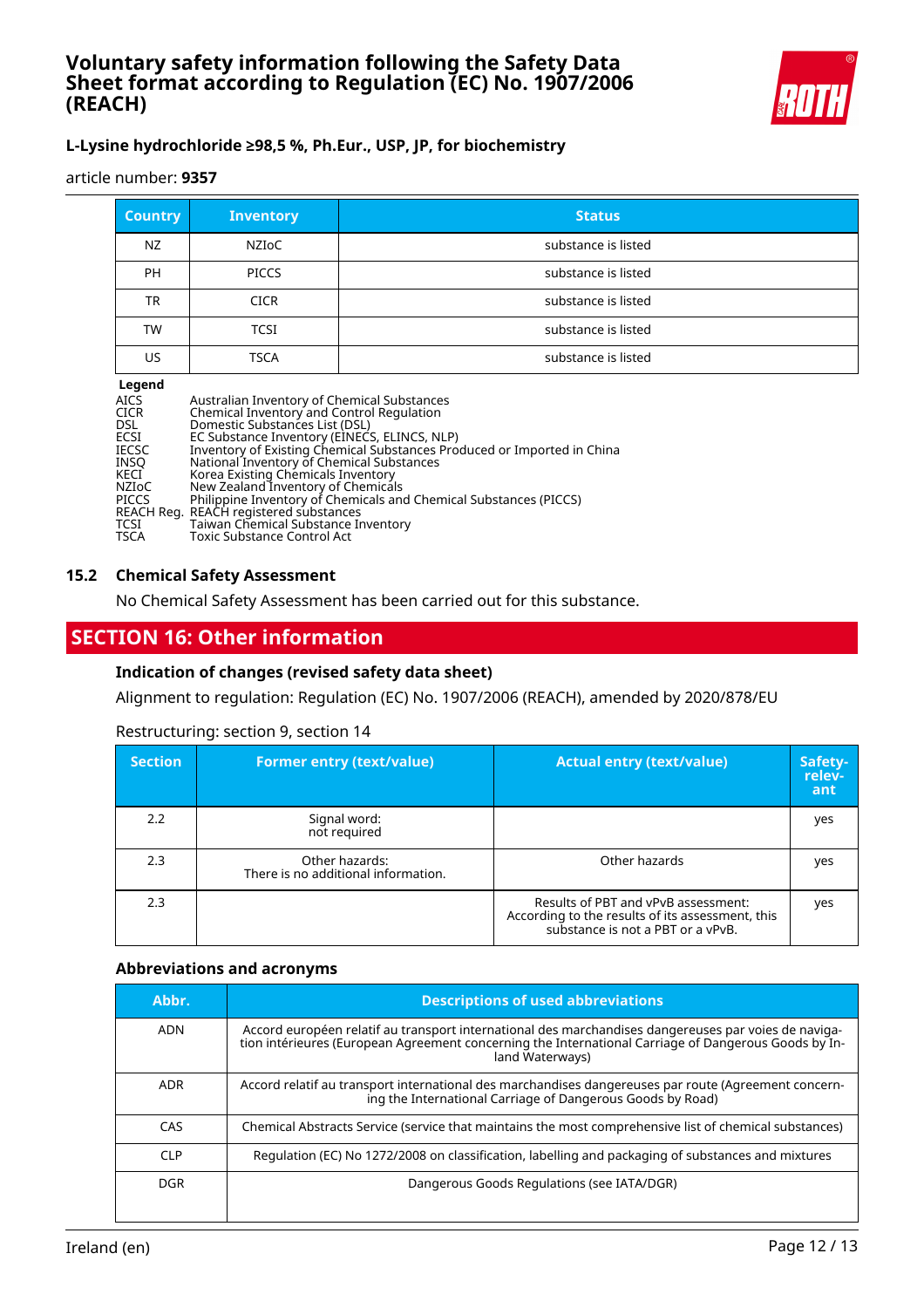| Country | Inventory | Status |
|---|---|---|
| NZ | NZIoC | substance is listed |
| PH | PICCS | substance is listed |
| TR | CICR | substance is listed |
| TW | TCSI | substance is listed |
| US | TSCA | substance is listed |

**Legend**

AICS Australian Inventory of Chemical Substances
CICR Chemical Inventory and Control Regulation
DSL Domestic Substances List (DSL)
ECSI EC Substance Inventory (EINECS, ELINCS, NLP)
IECSC Inventory of Existing Chemical Substances Produced or Imported in China
INSQ National Inventory of Chemical Substances
KECI Korea Existing Chemicals Inventory
NZIoC New Zealand Inventory of Chemicals
PICCS Philippine Inventory of Chemicals and Chemical Substances (PICCS)
REACH Reg. REACH registered substances
TCSI Taiwan Chemical Substance Inventory
TSCA Toxic Substance Control Act

## 15.2 Chemical Safety Assessment

No Chemical Safety Assessment has been carried out for this substance.

# SECTION 16: Other information

### Indication of changes (revised safety data sheet)

Alignment to regulation: Regulation (EC) No. 1907/2006 (REACH), amended by 2020/878/EU

Restructuring: section 9, section 14

| Section | Former entry (text/value) | Actual entry (text/value) | Safety-relevant |
|---|---|---|---|
| 2.2 | Signal word: not required | | yes |
| 2.3 | Other hazards: There is no additional information. | Other hazards | yes |
| 2.3 | | Results of PBT and vPvB assessment: According to the results of its assessment, this substance is not a PBT or a vPvB. | yes |

### Abbreviations and acronyms

| Abbr. | Descriptions of used abbreviations |
|---|---|
| ADN | Accord européen relatif au transport international des marchandises dangereuses par voies de navigation intérieures (European Agreement concerning the International Carriage of Dangerous Goods by Inland Waterways) |
| ADR | Accord relatif au transport international des marchandises dangereuses par route (Agreement concerning the International Carriage of Dangerous Goods by Road) |
| CAS | Chemical Abstracts Service (service that maintains the most comprehensive list of chemical substances) |
| CLP | Regulation (EC) No 1272/2008 on classification, labelling and packaging of substances and mixtures |
| DGR | Dangerous Goods Regulations (see IATA/DGR) |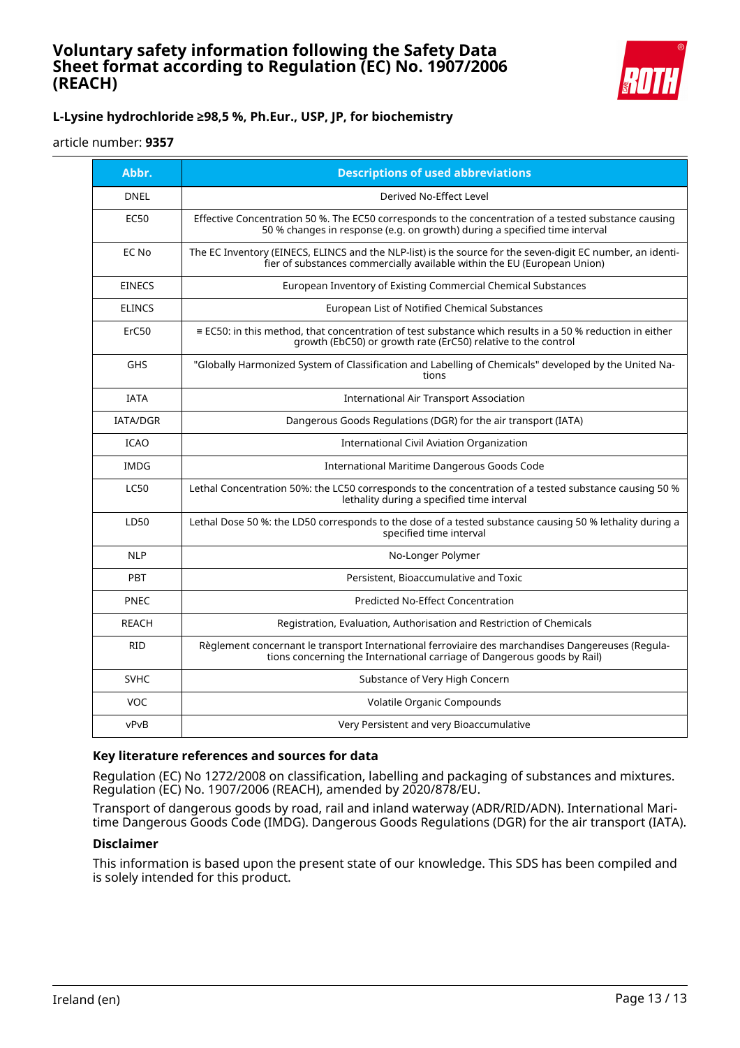| Abbr. | Descriptions of used abbreviations |
|---|---|
| DNEL | Derived No-Effect Level |
| EC50 | Effective Concentration 50 %. The EC50 corresponds to the concentration of a tested substance causing 50 % changes in response (e.g. on growth) during a specified time interval |
| EC No | The EC Inventory (EINECS, ELINCS and the NLP-list) is the source for the seven-digit EC number, an identifier of substances commercially available within the EU (European Union) |
| EINECS | European Inventory of Existing Commercial Chemical Substances |
| ELINCS | European List of Notified Chemical Substances |
| ErC50 | ≡ EC50: in this method, that concentration of test substance which results in a 50 % reduction in either growth (EbC50) or growth rate (ErC50) relative to the control |
| GHS | "Globally Harmonized System of Classification and Labelling of Chemicals" developed by the United Nations |
| IATA | International Air Transport Association |
| IATA/DGR | Dangerous Goods Regulations (DGR) for the air transport (IATA) |
| ICAO | International Civil Aviation Organization |
| IMDG | International Maritime Dangerous Goods Code |
| LC50 | Lethal Concentration 50%: the LC50 corresponds to the concentration of a tested substance causing 50 % lethality during a specified time interval |
| LD50 | Lethal Dose 50 %: the LD50 corresponds to the dose of a tested substance causing 50 % lethality during a specified time interval |
| NLP | No-Longer Polymer |
| PBT | Persistent, Bioaccumulative and Toxic |
| PNEC | Predicted No-Effect Concentration |
| REACH | Registration, Evaluation, Authorisation and Restriction of Chemicals |
| RID | Règlement concernant le transport International ferroviaire des marchandises Dangereuses (Regulations concerning the International carriage of Dangerous goods by Rail) |
| SVHC | Substance of Very High Concern |
| VOC | Volatile Organic Compounds |
| vPvB | Very Persistent and very Bioaccumulative |

### Key literature references and sources for data

Regulation (EC) No 1272/2008 on classification, labelling and packaging of substances and mixtures. Regulation (EC) No. 1907/2006 (REACH), amended by 2020/878/EU.

Transport of dangerous goods by road, rail and inland waterway (ADR/RID/ADN). International Maritime Dangerous Goods Code (IMDG). Dangerous Goods Regulations (DGR) for the air transport (IATA).

### Disclaimer

This information is based upon the present state of our knowledge. This SDS has been compiled and is solely intended for this product.